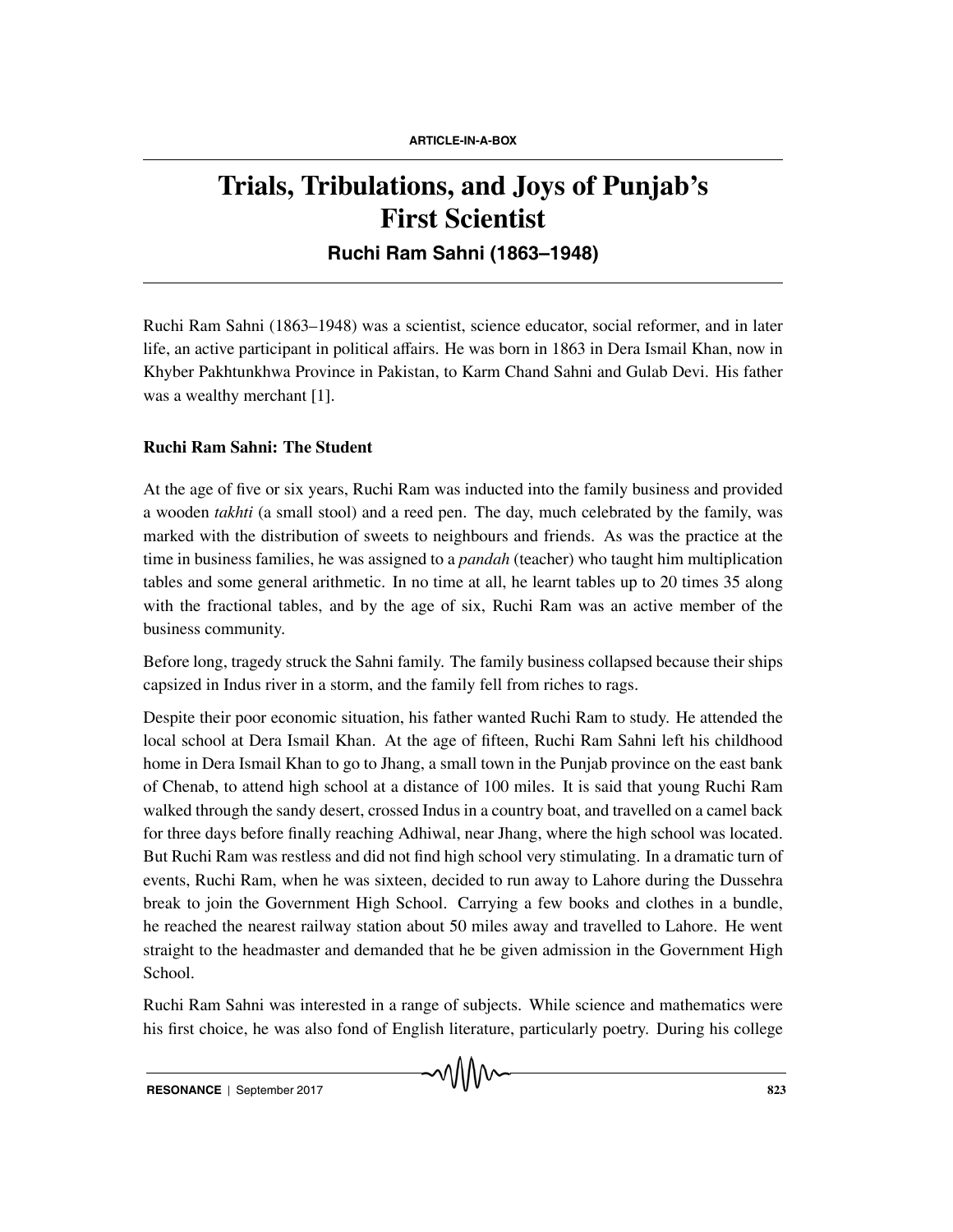ARTICLE-IN-A-BOX

# Trials, Tribulations, and Joys of Punjab's First Scientist

### Ruchi Ram Sahni (1863–1948)

Ruchi Ram Sahni (1863–1948) was a scientist, science educator, social reformer, and in later life, an active participant in political affairs. He was born in 1863 in Dera Ismail Khan, now in Khyber Pakhtunkhwa Province in Pakistan, to Karm Chand Sahni and Gulab Devi. His father was a wealthy merchant [1].

**Ruchi Ram Sahni: The Student**

At the age of five or six years, Ruchi Ram was inducted into the family business and provided a wooden *takhti* (a small stool) and a reed pen. The day, much celebrated by the family, was marked with the distribution of sweets to neighbours and friends. As was the practice at the time in business families, he was assigned to a *pandah* (teacher) who taught him multiplication tables and some general arithmetic. In no time at all, he learnt tables up to 20 times 35 along with the fractional tables, and by the age of six, Ruchi Ram was an active member of the business community.

Before long, tragedy struck the Sahni family. The family business collapsed because their ships capsized in Indus river in a storm, and the family fell from riches to rags.

Despite their poor economic situation, his father wanted Ruchi Ram to study. He attended the local school at Dera Ismail Khan. At the age of fifteen, Ruchi Ram Sahni left his childhood home in Dera Ismail Khan to go to Jhang, a small town in the Punjab province on the east bank of Chenab, to attend high school at a distance of 100 miles. It is said that young Ruchi Ram walked through the sandy desert, crossed Indus in a country boat, and travelled on a camel back for three days before finally reaching Adhiwal, near Jhang, where the high school was located. But Ruchi Ram was restless and did not find high school very stimulating. In a dramatic turn of events, Ruchi Ram, when he was sixteen, decided to run away to Lahore during the Dussehra break to join the Government High School. Carrying a few books and clothes in a bundle, he reached the nearest railway station about 50 miles away and travelled to Lahore. He went straight to the headmaster and demanded that he be given admission in the Government High School.

Ruchi Ram Sahni was interested in a range of subjects. While science and mathematics were his first choice, he was also fond of English literature, particularly poetry. During his college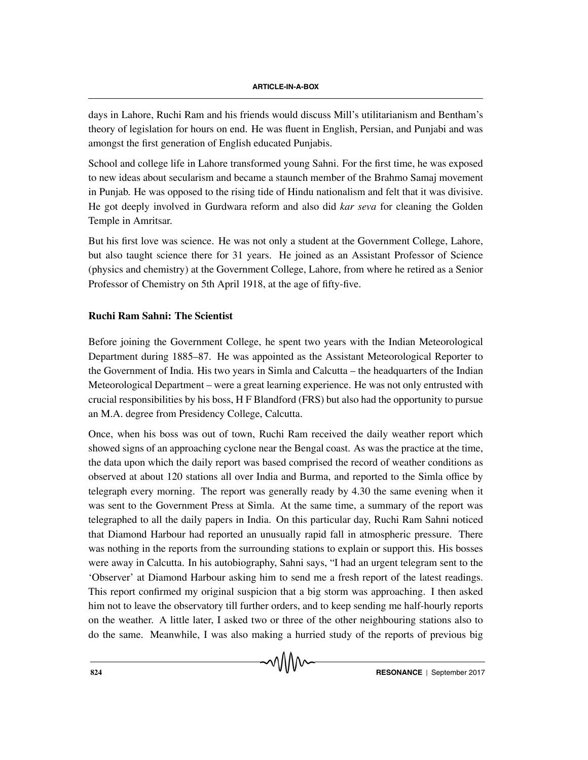days in Lahore, Ruchi Ram and his friends would discuss Mill's utilitarianism and Bentham's theory of legislation for hours on end. He was fluent in English, Persian, and Punjabi and was amongst the first generation of English educated Punjabis.

School and college life in Lahore transformed young Sahni. For the first time, he was exposed to new ideas about secularism and became a staunch member of the Brahmo Samaj movement in Punjab. He was opposed to the rising tide of Hindu nationalism and felt that it was divisive. He got deeply involved in Gurdwara reform and also did *kar seva* for cleaning the Golden Temple in Amritsar.

But his first love was science. He was not only a student at the Government College, Lahore, but also taught science there for 31 years. He joined as an Assistant Professor of Science (physics and chemistry) at the Government College, Lahore, from where he retired as a Senior Professor of Chemistry on 5th April 1918, at the age of fifty-five.

## Ruchi Ram Sahni: The Scientist

Before joining the Government College, he spent two years with the Indian Meteorological Department during 1885–87. He was appointed as the Assistant Meteorological Reporter to the Government of India. His two years in Simla and Calcutta – the headquarters of the Indian Meteorological Department – were a great learning experience. He was not only entrusted with crucial responsibilities by his boss, H F Blandford (FRS) but also had the opportunity to pursue an M.A. degree from Presidency College, Calcutta.

Once, when his boss was out of town, Ruchi Ram received the daily weather report which showed signs of an approaching cyclone near the Bengal coast. As was the practice at the time, the data upon which the daily report was based comprised the record of weather conditions as observed at about 120 stations all over India and Burma, and reported to the Simla office by telegraph every morning. The report was generally ready by 4.30 the same evening when it was sent to the Government Press at Simla. At the same time, a summary of the report was telegraphed to all the daily papers in India. On this particular day, Ruchi Ram Sahni noticed that Diamond Harbour had reported an unusually rapid fall in atmospheric pressure. There was nothing in the reports from the surrounding stations to explain or support this. His bosses were away in Calcutta. In his autobiography, Sahni says, "I had an urgent telegram sent to the 'Observer' at Diamond Harbour asking him to send me a fresh report of the latest readings. This report confirmed my original suspicion that a big storm was approaching. I then asked him not to leave the observatory till further orders, and to keep sending me half-hourly reports on the weather. A little later, I asked two or three of the other neighbouring stations also to do the same. Meanwhile, I was also making a hurried study of the reports of previous big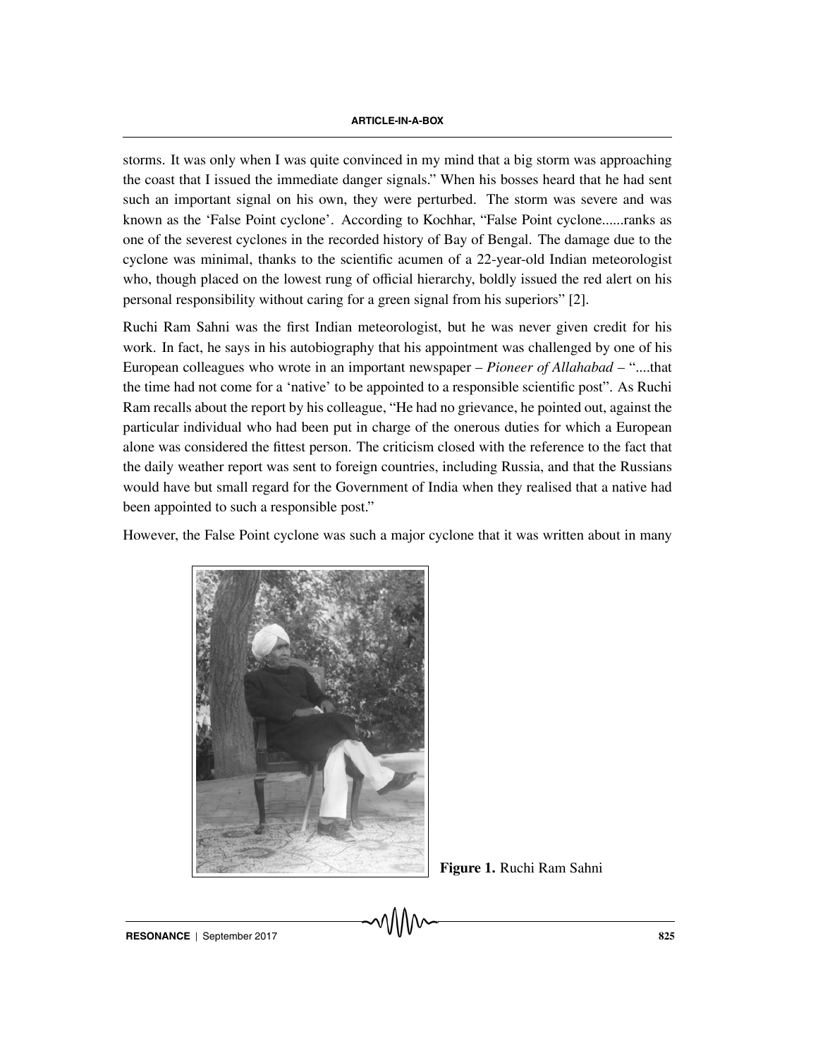storms. It was only when I was quite convinced in my mind that a big storm was approaching the coast that I issued the immediate danger signals." When his bosses heard that he had sent such an important signal on his own, they were perturbed. The storm was severe and was known as the 'False Point cyclone'. According to Kochhar, "False Point cyclone......ranks as one of the severest cyclones in the recorded history of Bay of Bengal. The damage due to the cyclone was minimal, thanks to the scientific acumen of a 22-year-old Indian meteorologist who, though placed on the lowest rung of official hierarchy, boldly issued the red alert on his personal responsibility without caring for a green signal from his superiors" [2].

Ruchi Ram Sahni was the first Indian meteorologist, but he was never given credit for his work. In fact, he says in his autobiography that his appointment was challenged by one of his European colleagues who wrote in an important newspaper – *Pioneer of Allahabad* – "....that the time had not come for a 'native' to be appointed to a responsible scientific post". As Ruchi Ram recalls about the report by his colleague, "He had no grievance, he pointed out, against the particular individual who had been put in charge of the onerous duties for which a European alone was considered the fittest person. The criticism closed with the reference to the fact that the daily weather report was sent to foreign countries, including Russia, and that the Russians would have but small regard for the Government of India when they realised that a native had been appointed to such a responsible post."

However, the False Point cyclone was such a major cyclone that it was written about in many

**Figure 1.** Ruchi Ram Sahni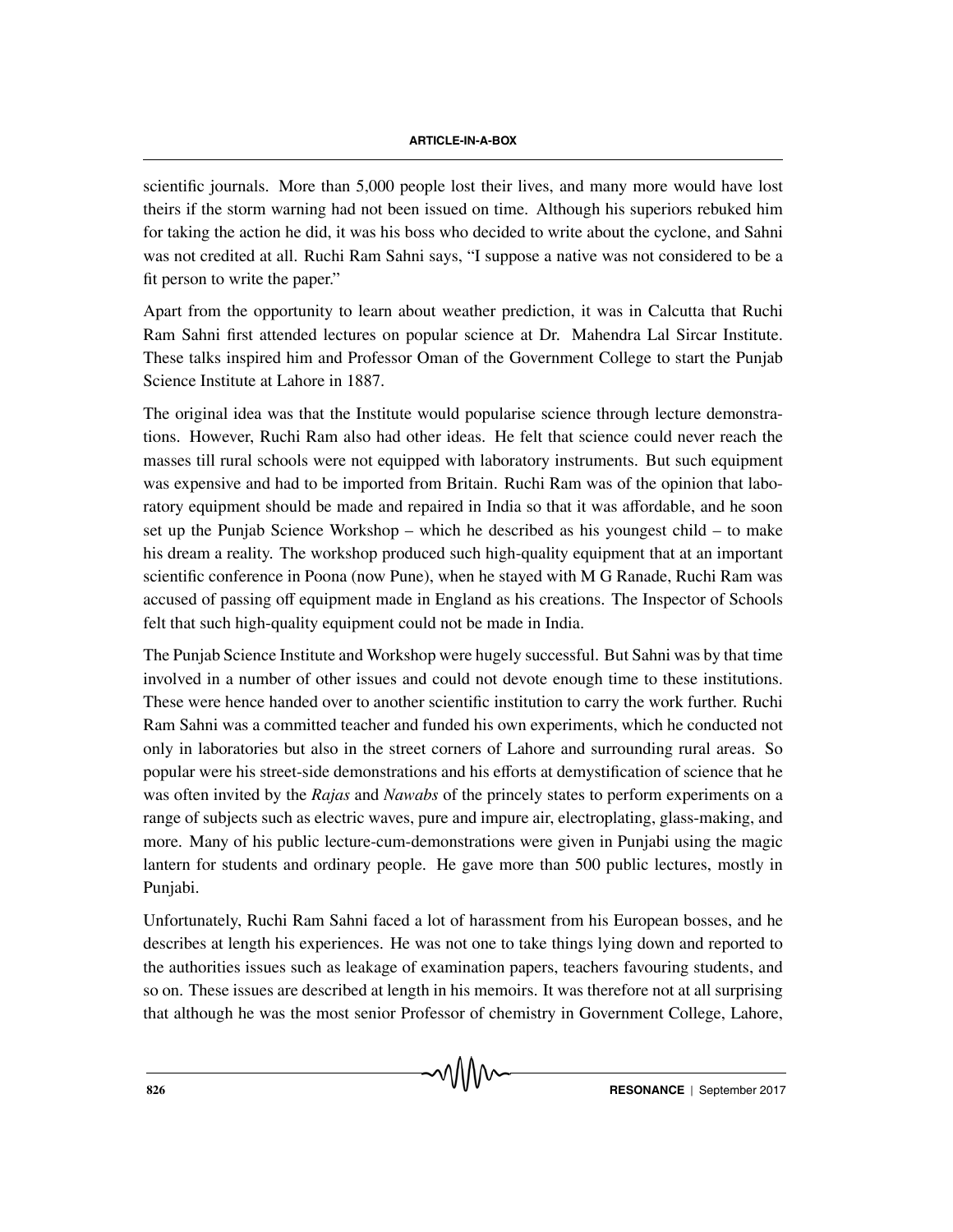scientific journals. More than 5,000 people lost their lives, and many more would have lost theirs if the storm warning had not been issued on time. Although his superiors rebuked him for taking the action he did, it was his boss who decided to write about the cyclone, and Sahni was not credited at all. Ruchi Ram Sahni says, "I suppose a native was not considered to be a fit person to write the paper."

Apart from the opportunity to learn about weather prediction, it was in Calcutta that Ruchi Ram Sahni first attended lectures on popular science at Dr. Mahendra Lal Sircar Institute. These talks inspired him and Professor Oman of the Government College to start the Punjab Science Institute at Lahore in 1887.

The original idea was that the Institute would popularise science through lecture demonstrations. However, Ruchi Ram also had other ideas. He felt that science could never reach the masses till rural schools were not equipped with laboratory instruments. But such equipment was expensive and had to be imported from Britain. Ruchi Ram was of the opinion that laboratory equipment should be made and repaired in India so that it was affordable, and he soon set up the Punjab Science Workshop – which he described as his youngest child – to make his dream a reality. The workshop produced such high-quality equipment that at an important scientific conference in Poona (now Pune), when he stayed with M G Ranade, Ruchi Ram was accused of passing off equipment made in England as his creations. The Inspector of Schools felt that such high-quality equipment could not be made in India.

The Punjab Science Institute and Workshop were hugely successful. But Sahni was by that time involved in a number of other issues and could not devote enough time to these institutions. These were hence handed over to another scientific institution to carry the work further. Ruchi Ram Sahni was a committed teacher and funded his own experiments, which he conducted not only in laboratories but also in the street corners of Lahore and surrounding rural areas. So popular were his street-side demonstrations and his efforts at demystification of science that he was often invited by the *Rajas* and *Nawabs* of the princely states to perform experiments on a range of subjects such as electric waves, pure and impure air, electroplating, glass-making, and more. Many of his public lecture-cum-demonstrations were given in Punjabi using the magic lantern for students and ordinary people. He gave more than 500 public lectures, mostly in Punjabi.

Unfortunately, Ruchi Ram Sahni faced a lot of harassment from his European bosses, and he describes at length his experiences. He was not one to take things lying down and reported to the authorities issues such as leakage of examination papers, teachers favouring students, and so on. These issues are described at length in his memoirs. It was therefore not at all surprising that although he was the most senior Professor of chemistry in Government College, Lahore,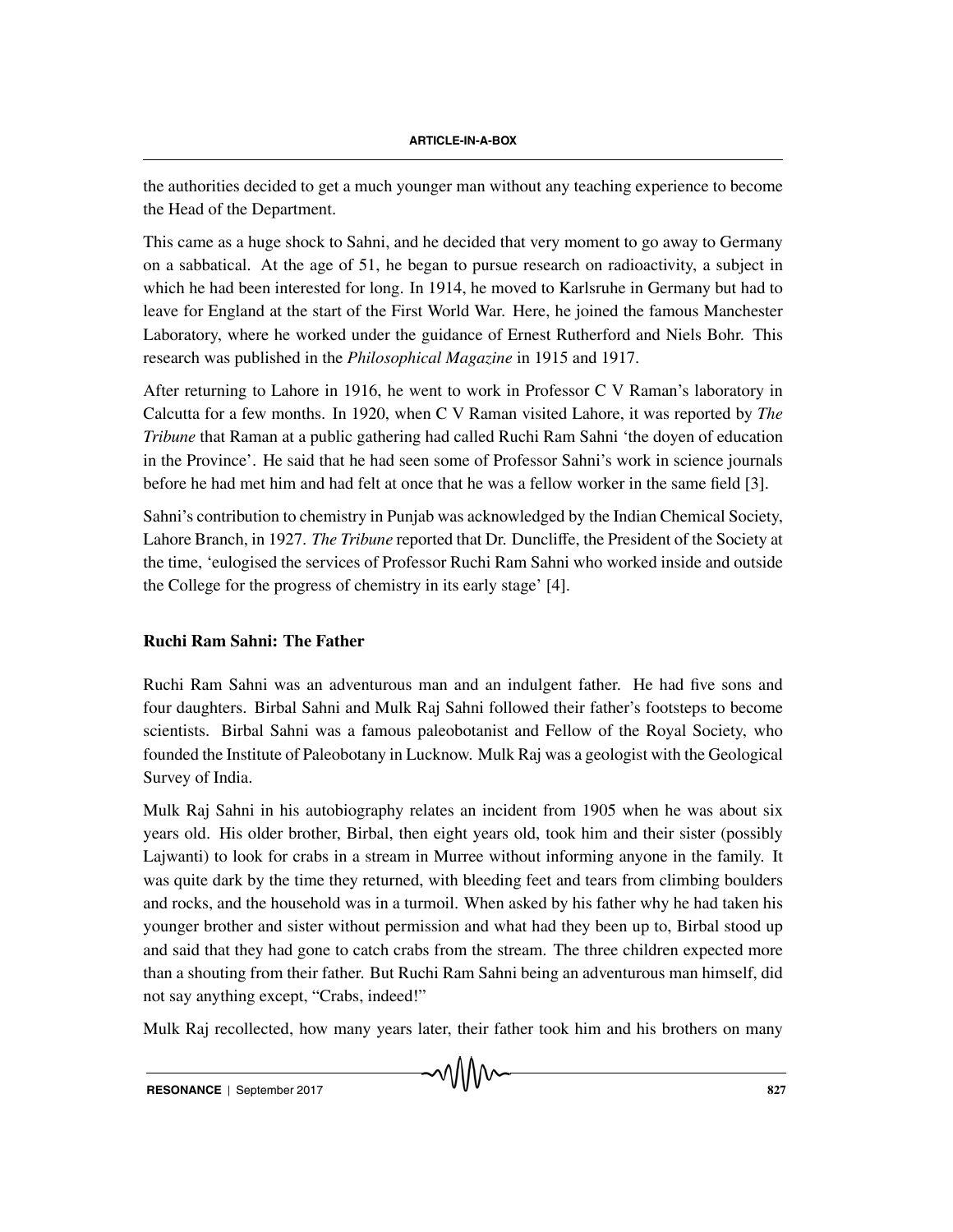the authorities decided to get a much younger man without any teaching experience to become the Head of the Department.

This came as a huge shock to Sahni, and he decided that very moment to go away to Germany on a sabbatical. At the age of 51, he began to pursue research on radioactivity, a subject in which he had been interested for long. In 1914, he moved to Karlsruhe in Germany but had to leave for England at the start of the First World War. Here, he joined the famous Manchester Laboratory, where he worked under the guidance of Ernest Rutherford and Niels Bohr. This research was published in the *Philosophical Magazine* in 1915 and 1917.

After returning to Lahore in 1916, he went to work in Professor C V Raman's laboratory in Calcutta for a few months. In 1920, when C V Raman visited Lahore, it was reported by *The Tribune* that Raman at a public gathering had called Ruchi Ram Sahni 'the doyen of education in the Province'. He said that he had seen some of Professor Sahni's work in science journals before he had met him and had felt at once that he was a fellow worker in the same field [3].

Sahni's contribution to chemistry in Punjab was acknowledged by the Indian Chemical Society, Lahore Branch, in 1927. *The Tribune* reported that Dr. Duncliffe, the President of the Society at the time, 'eulogised the services of Professor Ruchi Ram Sahni who worked inside and outside the College for the progress of chemistry in its early stage' [4].

### Ruchi Ram Sahni: The Father

Ruchi Ram Sahni was an adventurous man and an indulgent father. He had five sons and four daughters. Birbal Sahni and Mulk Raj Sahni followed their father's footsteps to become scientists. Birbal Sahni was a famous paleobotanist and Fellow of the Royal Society, who founded the Institute of Paleobotany in Lucknow. Mulk Raj was a geologist with the Geological Survey of India.

Mulk Raj Sahni in his autobiography relates an incident from 1905 when he was about six years old. His older brother, Birbal, then eight years old, took him and their sister (possibly Lajwanti) to look for crabs in a stream in Murree without informing anyone in the family. It was quite dark by the time they returned, with bleeding feet and tears from climbing boulders and rocks, and the household was in a turmoil. When asked by his father why he had taken his younger brother and sister without permission and what had they been up to, Birbal stood up and said that they had gone to catch crabs from the stream. The three children expected more than a shouting from their father. But Ruchi Ram Sahni being an adventurous man himself, did not say anything except, "Crabs, indeed!"

Mulk Raj recollected, how many years later, their father took him and his brothers on many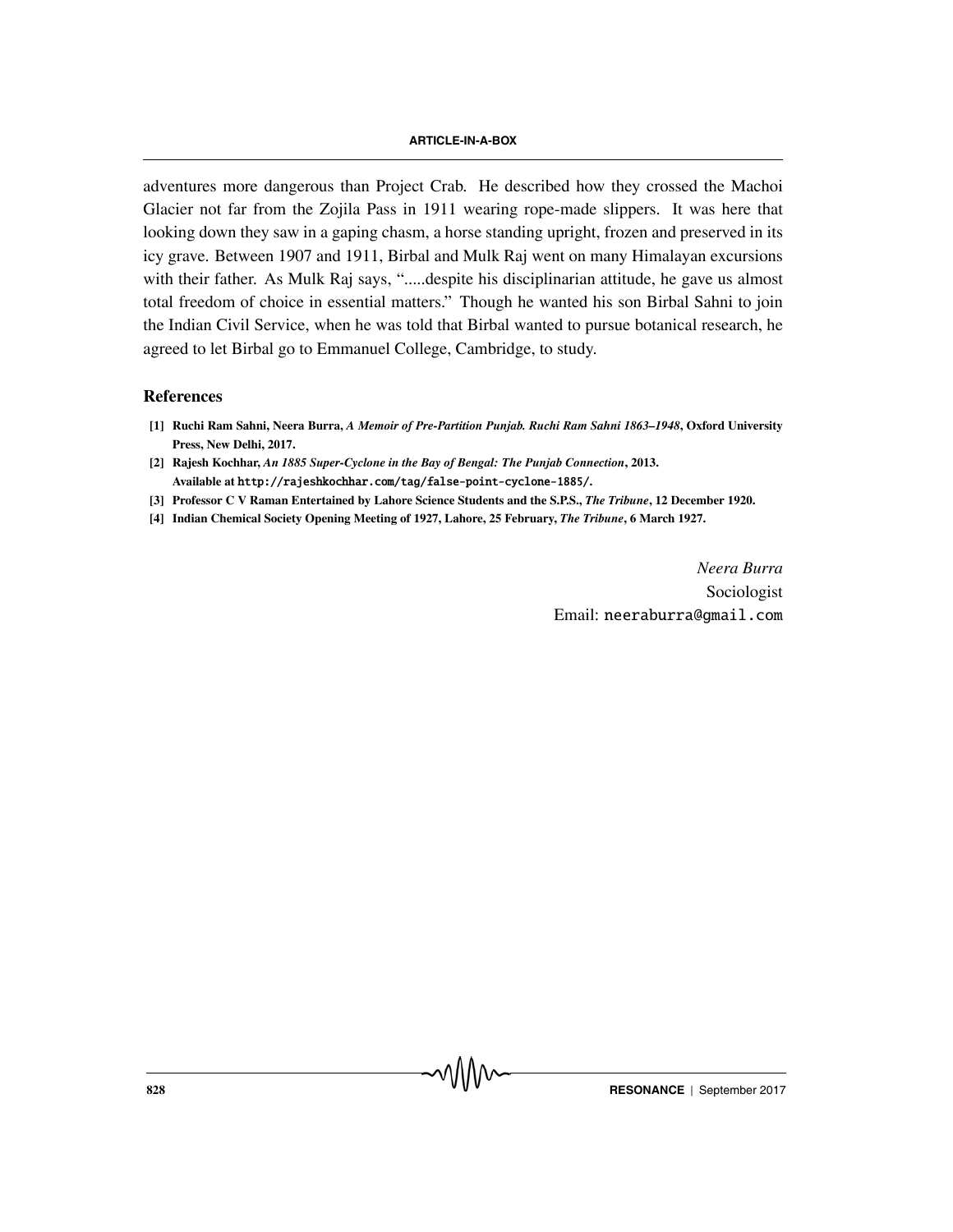adventures more dangerous than Project Crab. He described how they crossed the Machoi Glacier not far from the Zojila Pass in 1911 wearing rope-made slippers. It was here that looking down they saw in a gaping chasm, a horse standing upright, frozen and preserved in its icy grave. Between 1907 and 1911, Birbal and Mulk Raj went on many Himalayan excursions with their father. As Mulk Raj says, ".....despite his disciplinarian attitude, he gave us almost total freedom of choice in essential matters." Though he wanted his son Birbal Sahni to join the Indian Civil Service, when he was told that Birbal wanted to pursue botanical research, he agreed to let Birbal go to Emmanuel College, Cambridge, to study.

## References

**[1] Ruchi Ram Sahni, Neera Burra, *A Memoir of Pre-Partition Punjab. Ruchi Ram Sahni 1863–1948*, Oxford University Press, New Delhi, 2017.**

**[2] Rajesh Kochhar, *An 1885 Super-Cyclone in the Bay of Bengal: The Punjab Connection*, 2013. Available at http://rajeshkochhar.com/tag/false-point-cyclone-1885/.**

**[3] Professor C V Raman Entertained by Lahore Science Students and the S.P.S., *The Tribune*, 12 December 1920.**

**[4] Indian Chemical Society Opening Meeting of 1927, Lahore, 25 February, *The Tribune*, 6 March 1927.**

*Neera Burra*
Sociologist
Email: neeraburra@gmail.com